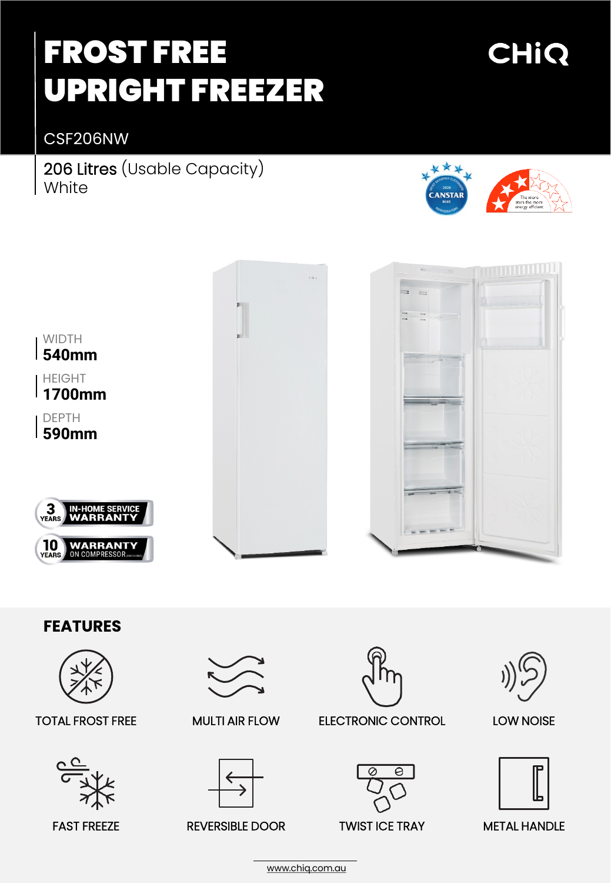# FROST FREE UPRIGHT FREEZER

CHiQ

CSF206NW

206 Litres (Usable Capacity)
White

WIDTH
**540mm**

HEIGHT
**1700mm**

DEPTH
**590mm**

3 YEARS IN-HOME SERVICE WARRANTY

10 YEARS WARRANTY ON COMPRESSOR

## FEATURES

- TOTAL FROST FREE
- MULTI AIR FLOW
- ELECTRONIC CONTROL
- LOW NOISE
- FAST FREEZE
- REVERSIBLE DOOR
- TWIST ICE TRAY
- METAL HANDLE

www.chiq.com.au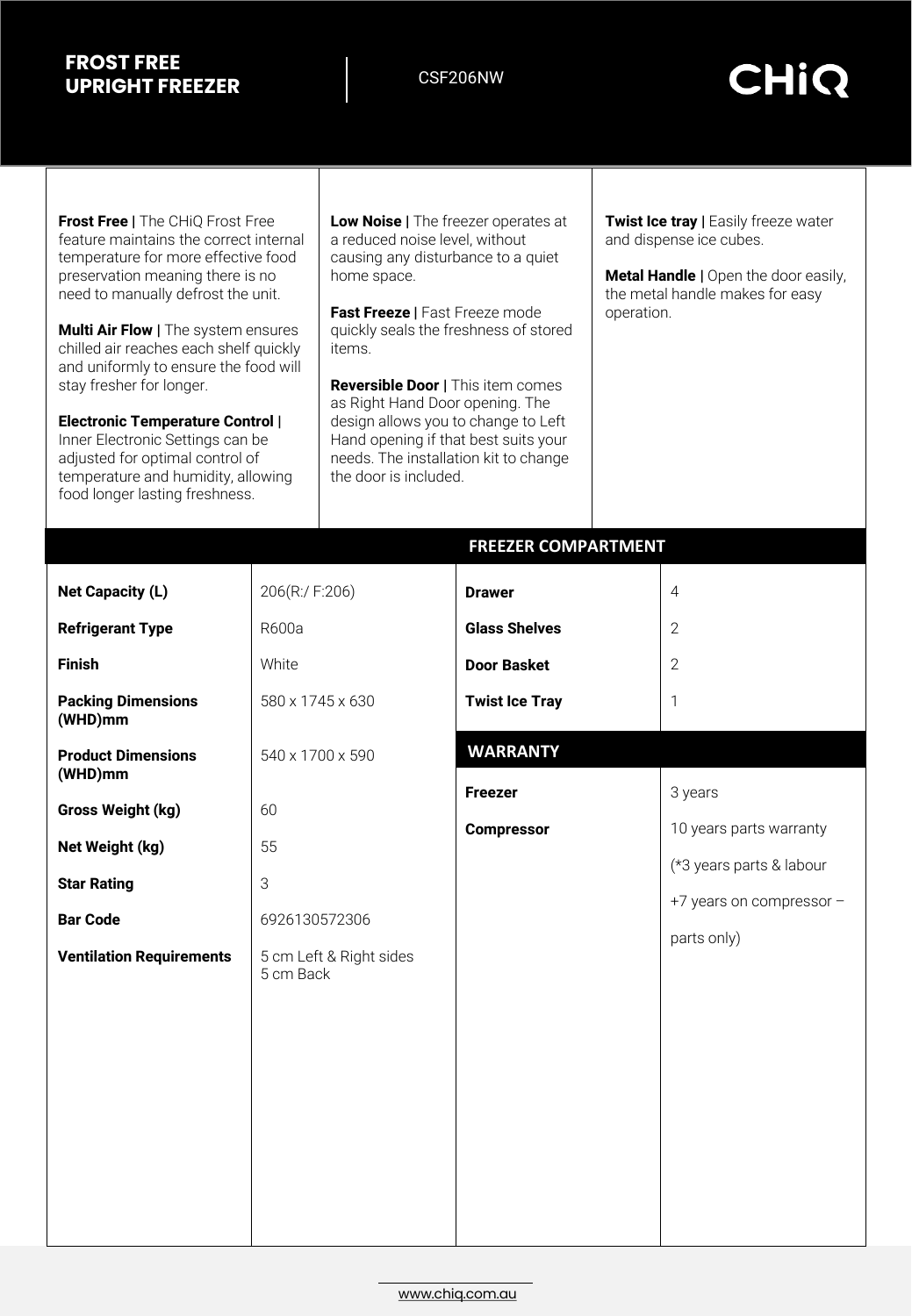# FROST FREE UPRIGHT FREEZER

CSF206NW

CHiQ

**Frost Free |** The CHiQ Frost Free feature maintains the correct internal temperature for more effective food preservation meaning there is no need to manually defrost the unit.

**Multi Air Flow |** The system ensures chilled air reaches each shelf quickly and uniformly to ensure the food will stay fresher for longer.

**Electronic Temperature Control |** Inner Electronic Settings can be adjusted for optimal control of temperature and humidity, allowing food longer lasting freshness.

**Low Noise |** The freezer operates at a reduced noise level, without causing any disturbance to a quiet home space.

**Fast Freeze |** Fast Freeze mode quickly seals the freshness of stored items.

**Reversible Door |** This item comes as Right Hand Door opening. The design allows you to change to Left Hand opening if that best suits your needs. The installation kit to change the door is included.

**Twist Ice tray |** Easily freeze water and dispense ice cubes.

**Metal Handle |** Open the door easily, the metal handle makes for easy operation.

| | | | |
|---|---|---|---|
| **Net Capacity (L)** | 206(R:/ F:206) | **FREEZER COMPARTMENT** | |
| **Refrigerant Type** | R600a | **Drawer** | 4 |
| **Finish** | White | **Glass Shelves** | 2 |
| **Packing Dimensions (WHD)mm** | 580 x 1745 x 630 | **Door Basket** | 2 |
| **Product Dimensions (WHD)mm** | 540 x 1700 x 590 | **Twist Ice Tray** | 1 |
| **Gross Weight (kg)** | 60 | **WARRANTY** | |
| **Net Weight (kg)** | 55 | **Freezer** | 3 years |
| **Star Rating** | 3 | **Compressor** | 10 years parts warranty (*3 years parts & labour +7 years on compressor – parts only) |
| **Bar Code** | 6926130572306 | | |
| **Ventilation Requirements** | 5 cm Left & Right sides<br>5 cm Back | | |

www.chiq.com.au